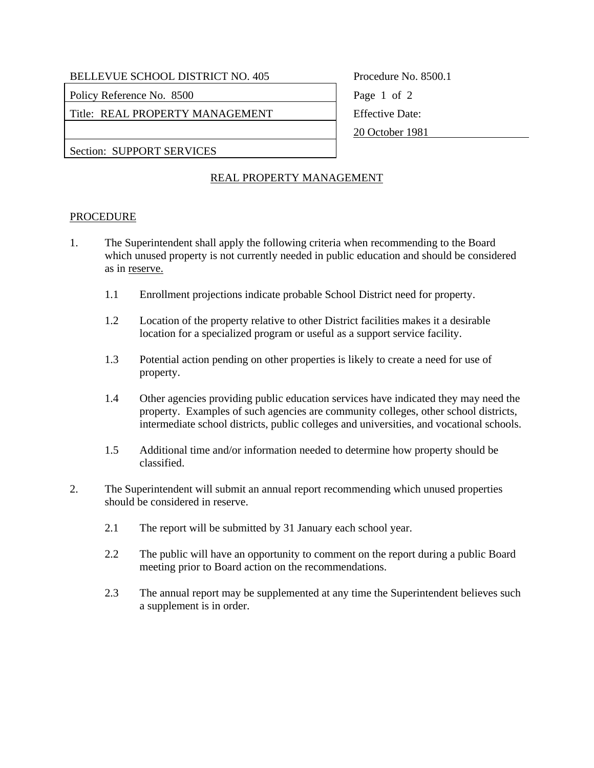| BELLEVUE SCHOOL DISTRICT NO. 405 | Procedure No. 8500.1 |
| --- | --- |
| Policy Reference No. 8500 | |
| Title: REAL PROPERTY MANAGEMENT | Effective Date: |
| | 20 October 1981 |
| Section: SUPPORT SERVICES | |

## REAL PROPERTY MANAGEMENT

### PROCEDURE

1. The Superintendent shall apply the following criteria when recommending to the Board which unused property is not currently needed in public education and should be considered as in reserve.

   1.1 Enrollment projections indicate probable School District need for property.

   1.2 Location of the property relative to other District facilities makes it a desirable location for a specialized program or useful as a support service facility.

   1.3 Potential action pending on other properties is likely to create a need for use of property.

   1.4 Other agencies providing public education services have indicated they may need the property. Examples of such agencies are community colleges, other school districts, intermediate school districts, public colleges and universities, and vocational schools.

   1.5 Additional time and/or information needed to determine how property should be classified.

2. The Superintendent will submit an annual report recommending which unused properties should be considered in reserve.

   2.1 The report will be submitted by 31 January each school year.

   2.2 The public will have an opportunity to comment on the report during a public Board meeting prior to Board action on the recommendations.

   2.3 The annual report may be supplemented at any time the Superintendent believes such a supplement is in order.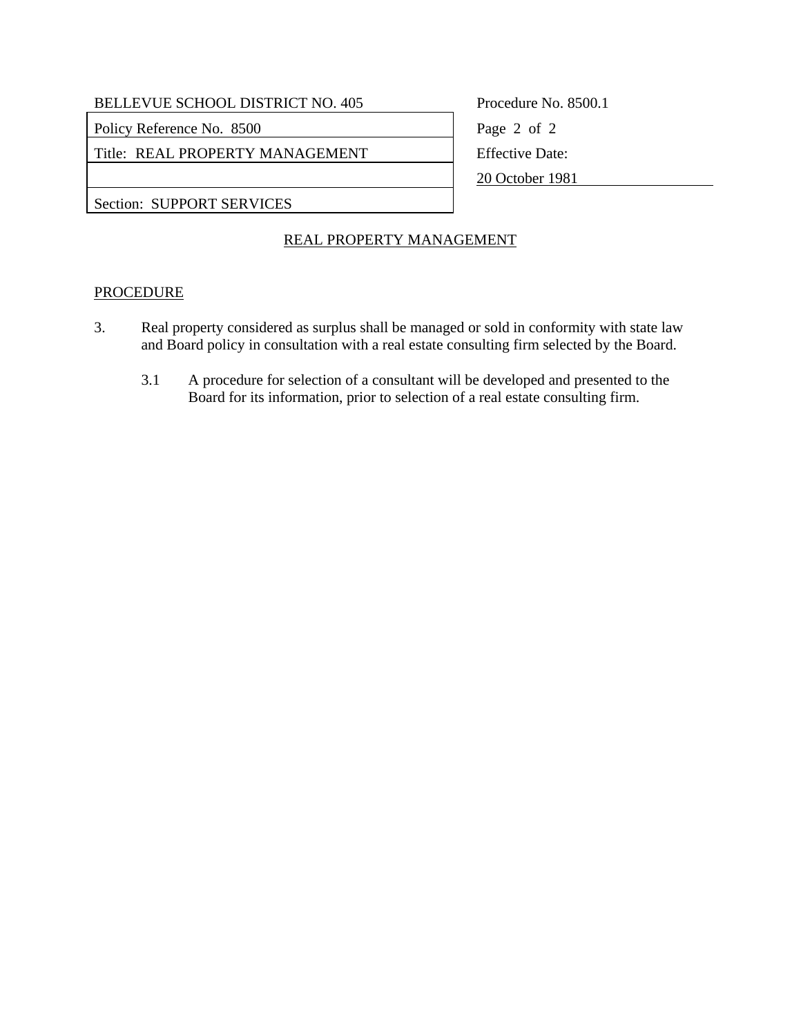| BELLEVUE SCHOOL DISTRICT NO. 405 | Procedure No. 8500.1 |
|---|---|
| Policy Reference No. 8500 | |
| Title: REAL PROPERTY MANAGEMENT | Effective Date: |
| | 20 October 1981 |
| Section: SUPPORT SERVICES | |

## REAL PROPERTY MANAGEMENT

### PROCEDURE

3. Real property considered as surplus shall be managed or sold in conformity with state law and Board policy in consultation with a real estate consulting firm selected by the Board.

   3.1 A procedure for selection of a consultant will be developed and presented to the Board for its information, prior to selection of a real estate consulting firm.